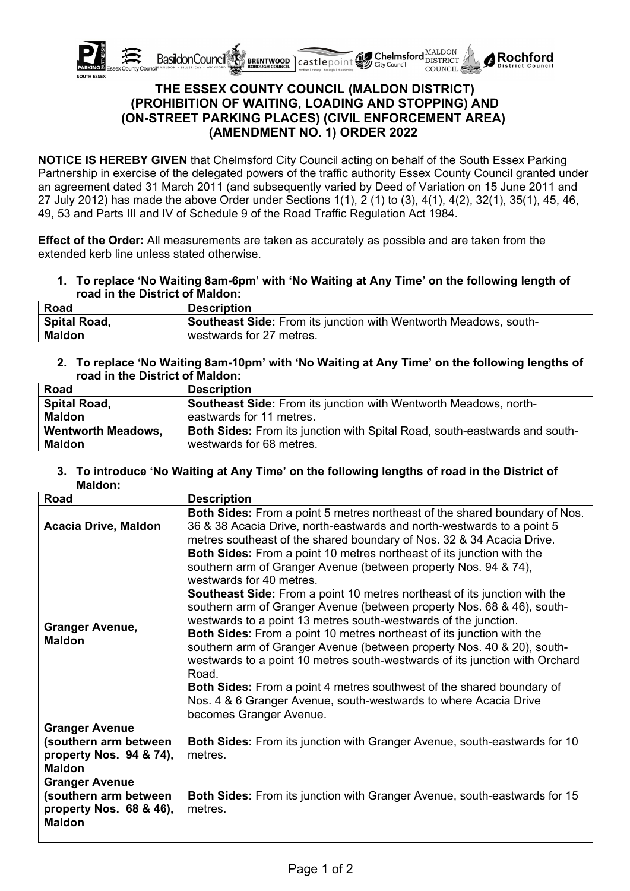# THE ESSEX COUNTY COUNCIL (MALDON DISTRICT) (PROHIBITION OF WAITING, LOADING AND STOPPING) AND (ON-STREET PARKING PLACES) (CIVIL ENFORCEMENT AREA) (AMENDMENT NO. 1) ORDER 2022

**NOTICE IS HEREBY GIVEN** that Chelmsford City Council acting on behalf of the South Essex Parking Partnership in exercise of the delegated powers of the traffic authority Essex County Council granted under an agreement dated 31 March 2011 (and subsequently varied by Deed of Variation on 15 June 2011 and 27 July 2012) has made the above Order under Sections 1(1), 2 (1) to (3), 4(1), 4(2), 32(1), 35(1), 45, 46, 49, 53 and Parts III and IV of Schedule 9 of the Road Traffic Regulation Act 1984.

**Effect of the Order:** All measurements are taken as accurately as possible and are taken from the extended kerb line unless stated otherwise.

**1. To replace 'No Waiting 8am-6pm' with 'No Waiting at Any Time' on the following length of road in the District of Maldon:**

| Road | Description |
|---|---|
| **Spital Road, Maldon** | **Southeast Side:** From its junction with Wentworth Meadows, south-westwards for 27 metres. |

**2. To replace 'No Waiting 8am-10pm' with 'No Waiting at Any Time' on the following lengths of road in the District of Maldon:**

| Road | Description |
|---|---|
| **Spital Road, Maldon** | **Southeast Side:** From its junction with Wentworth Meadows, north-eastwards for 11 metres. |
| **Wentworth Meadows, Maldon** | **Both Sides:** From its junction with Spital Road, south-eastwards and south-westwards for 68 metres. |

**3. To introduce 'No Waiting at Any Time' on the following lengths of road in the District of Maldon:**

| Road | Description |
|---|---|
| **Acacia Drive, Maldon** | **Both Sides:** From a point 5 metres northeast of the shared boundary of Nos. 36 & 38 Acacia Drive, north-eastwards and north-westwards to a point 5 metres southeast of the shared boundary of Nos. 32 & 34 Acacia Drive. |
| **Granger Avenue, Maldon** | **Both Sides:** From a point 10 metres northeast of its junction with the southern arm of Granger Avenue (between property Nos. 94 & 74), westwards for 40 metres. **Southeast Side:** From a point 10 metres northeast of its junction with the southern arm of Granger Avenue (between property Nos. 68 & 46), south-westwards to a point 13 metres south-westwards of the junction. **Both Sides**: From a point 10 metres northeast of its junction with the southern arm of Granger Avenue (between property Nos. 40 & 20), south-westwards to a point 10 metres south-westwards of its junction with Orchard Road. **Both Sides:** From a point 4 metres southwest of the shared boundary of Nos. 4 & 6 Granger Avenue, south-westwards to where Acacia Drive becomes Granger Avenue. |
| **Granger Avenue (southern arm between property Nos. 94 & 74), Maldon** | **Both Sides:** From its junction with Granger Avenue, south-eastwards for 10 metres. |
| **Granger Avenue (southern arm between property Nos. 68 & 46), Maldon** | **Both Sides:** From its junction with Granger Avenue, south-eastwards for 15 metres. |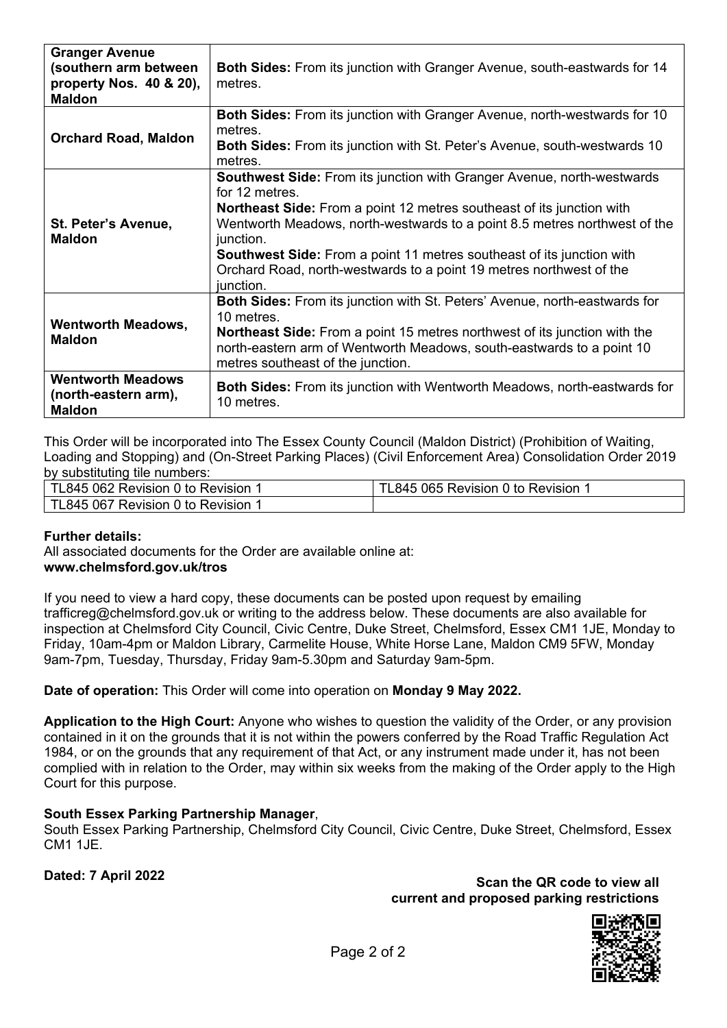| | |
|---|---|
| **Granger Avenue (southern arm between property Nos. 40 & 20), Maldon** | **Both Sides:** From its junction with Granger Avenue, south-eastwards for 14 metres. |
| **Orchard Road, Maldon** | **Both Sides:** From its junction with Granger Avenue, north-westwards for 10 metres.<br>**Both Sides:** From its junction with St. Peter's Avenue, south-westwards 10 metres. |
| **St. Peter's Avenue, Maldon** | **Southwest Side:** From its junction with Granger Avenue, north-westwards for 12 metres.<br>**Northeast Side:** From a point 12 metres southeast of its junction with Wentworth Meadows, north-westwards to a point 8.5 metres northwest of the junction.<br>**Southwest Side:** From a point 11 metres southeast of its junction with Orchard Road, north-westwards to a point 19 metres northwest of the junction. |
| **Wentworth Meadows, Maldon** | **Both Sides:** From its junction with St. Peters' Avenue, north-eastwards for 10 metres.<br>**Northeast Side:** From a point 15 metres northwest of its junction with the north-eastern arm of Wentworth Meadows, south-eastwards to a point 10 metres southeast of the junction. |
| **Wentworth Meadows (north-eastern arm), Maldon** | **Both Sides:** From its junction with Wentworth Meadows, north-eastwards for 10 metres. |

This Order will be incorporated into The Essex County Council (Maldon District) (Prohibition of Waiting, Loading and Stopping) and (On-Street Parking Places) (Civil Enforcement Area) Consolidation Order 2019 by substituting tile numbers:

| | |
|---|---|
| TL845 062 Revision 0 to Revision 1 | TL845 065 Revision 0 to Revision 1 |
| TL845 067 Revision 0 to Revision 1 | |

**Further details:**
All associated documents for the Order are available online at:
**www.chelmsford.gov.uk/tros**

If you need to view a hard copy, these documents can be posted upon request by emailing trafficreg@chelmsford.gov.uk or writing to the address below. These documents are also available for inspection at Chelmsford City Council, Civic Centre, Duke Street, Chelmsford, Essex CM1 1JE, Monday to Friday, 10am-4pm or Maldon Library, Carmelite House, White Horse Lane, Maldon CM9 5FW, Monday 9am-7pm, Tuesday, Thursday, Friday 9am-5.30pm and Saturday 9am-5pm.

**Date of operation:** This Order will come into operation on **Monday 9 May 2022.**

**Application to the High Court:** Anyone who wishes to question the validity of the Order, or any provision contained in it on the grounds that it is not within the powers conferred by the Road Traffic Regulation Act 1984, or on the grounds that any requirement of that Act, or any instrument made under it, has not been complied with in relation to the Order, may within six weeks from the making of the Order apply to the High Court for this purpose.

**South Essex Parking Partnership Manager**,
South Essex Parking Partnership, Chelmsford City Council, Civic Centre, Duke Street, Chelmsford, Essex CM1 1JE.

**Dated: 7 April 2022**

**Scan the QR code to view all current and proposed parking restrictions**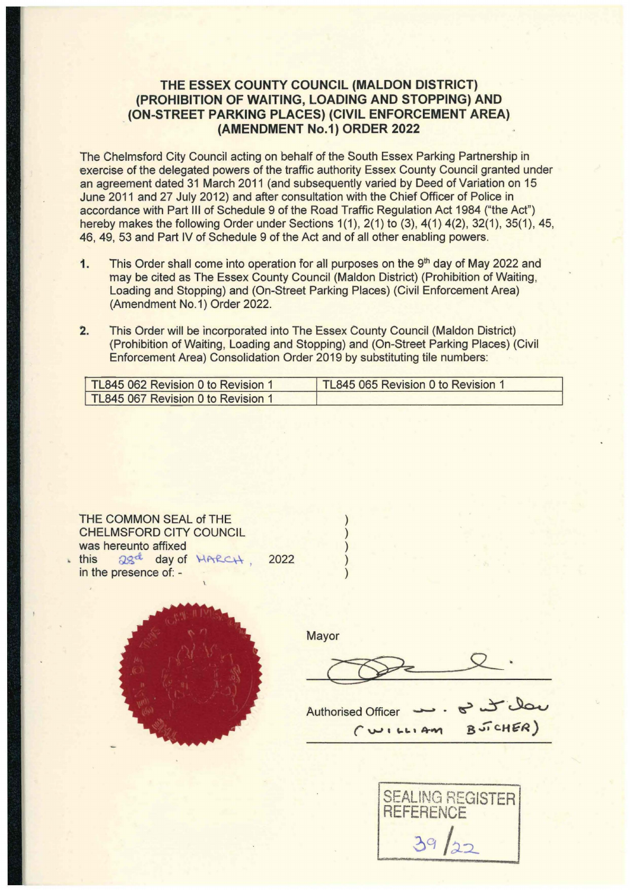# THE ESSEX COUNTY COUNCIL (MALDON DISTRICT) (PROHIBITION OF WAITING, LOADING AND STOPPING) AND (ON-STREET PARKING PLACES) (CIVIL ENFORCEMENT AREA) (AMENDMENT No.1) ORDER 2022

The Chelmsford City Council acting on behalf of the South Essex Parking Partnership in exercise of the delegated powers of the traffic authority Essex County Council granted under an agreement dated 31 March 2011 (and subsequently varied by Deed of Variation on 15 June 2011 and 27 July 2012) and after consultation with the Chief Officer of Police in accordance with Part III of Schedule 9 of the Road Traffic Regulation Act 1984 ("the Act") hereby makes the following Order under Sections 1(1), 2(1) to (3), 4(1) 4(2), 32(1), 35(1), 45, 46, 49, 53 and Part IV of Schedule 9 of the Act and of all other enabling powers.

1. This Order shall come into operation for all purposes on the 9th day of May 2022 and may be cited as The Essex County Council (Maldon District) (Prohibition of Waiting, Loading and Stopping) and (On-Street Parking Places) (Civil Enforcement Area) (Amendment No.1) Order 2022.

2. This Order will be incorporated into The Essex County Council (Maldon District) (Prohibition of Waiting, Loading and Stopping) and (On-Street Parking Places) (Civil Enforcement Area) Consolidation Order 2019 by substituting tile numbers:

| | |
|---|---|
| TL845 062 Revision 0 to Revision 1 | TL845 065 Revision 0 to Revision 1 |
| TL845 067 Revision 0 to Revision 1 | |

THE COMMON SEAL of THE CHELMSFORD CITY COUNCIL was hereunto affixed this 28th day of MARCH, 2022 in the presence of: -

Mayor

Authorised Officer
(WILLIAM BUTCHER)

SEALING REGISTER REFERENCE
39/22